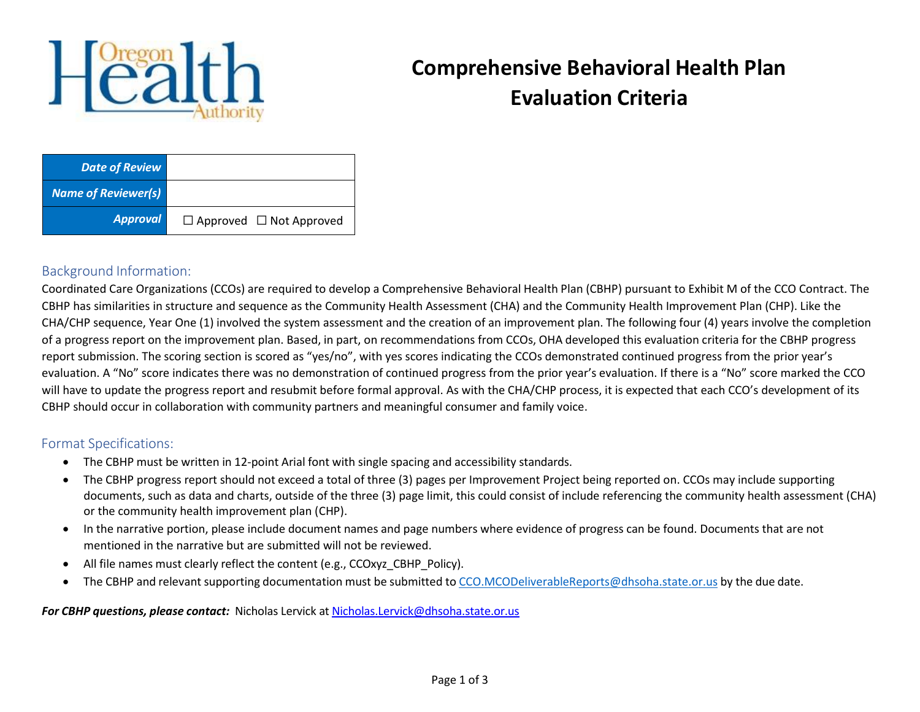# Comprehensive Behavioral Health Plan Evaluation Criteria

| | |
|---|---|
| ***Date of Review*** | |
| ***Name of Reviewer(s)*** | |
| ***Approval*** | ☐ Approved ☐ Not Approved |

## Background Information:

Coordinated Care Organizations (CCOs) are required to develop a Comprehensive Behavioral Health Plan (CBHP) pursuant to Exhibit M of the CCO Contract. The CBHP has similarities in structure and sequence as the Community Health Assessment (CHA) and the Community Health Improvement Plan (CHP). Like the CHA/CHP sequence, Year One (1) involved the system assessment and the creation of an improvement plan. The following four (4) years involve the completion of a progress report on the improvement plan. Based, in part, on recommendations from CCOs, OHA developed this evaluation criteria for the CBHP progress report submission. The scoring section is scored as "yes/no", with yes scores indicating the CCOs demonstrated continued progress from the prior year's evaluation. A "No" score indicates there was no demonstration of continued progress from the prior year's evaluation. If there is a "No" score marked the CCO will have to update the progress report and resubmit before formal approval. As with the CHA/CHP process, it is expected that each CCO's development of its CBHP should occur in collaboration with community partners and meaningful consumer and family voice.

## Format Specifications:

- The CBHP must be written in 12-point Arial font with single spacing and accessibility standards.
- The CBHP progress report should not exceed a total of three (3) pages per Improvement Project being reported on. CCOs may include supporting documents, such as data and charts, outside of the three (3) page limit, this could consist of include referencing the community health assessment (CHA) or the community health improvement plan (CHP).
- In the narrative portion, please include document names and page numbers where evidence of progress can be found. Documents that are not mentioned in the narrative but are submitted will not be reviewed.
- All file names must clearly reflect the content (e.g., CCOxyz_CBHP_Policy).
- The CBHP and relevant supporting documentation must be submitted to CCO.MCODeliverableReports@dhsoha.state.or.us by the due date.

***For CBHP questions, please contact:*** Nicholas Lervick at Nicholas.Lervick@dhsoha.state.or.us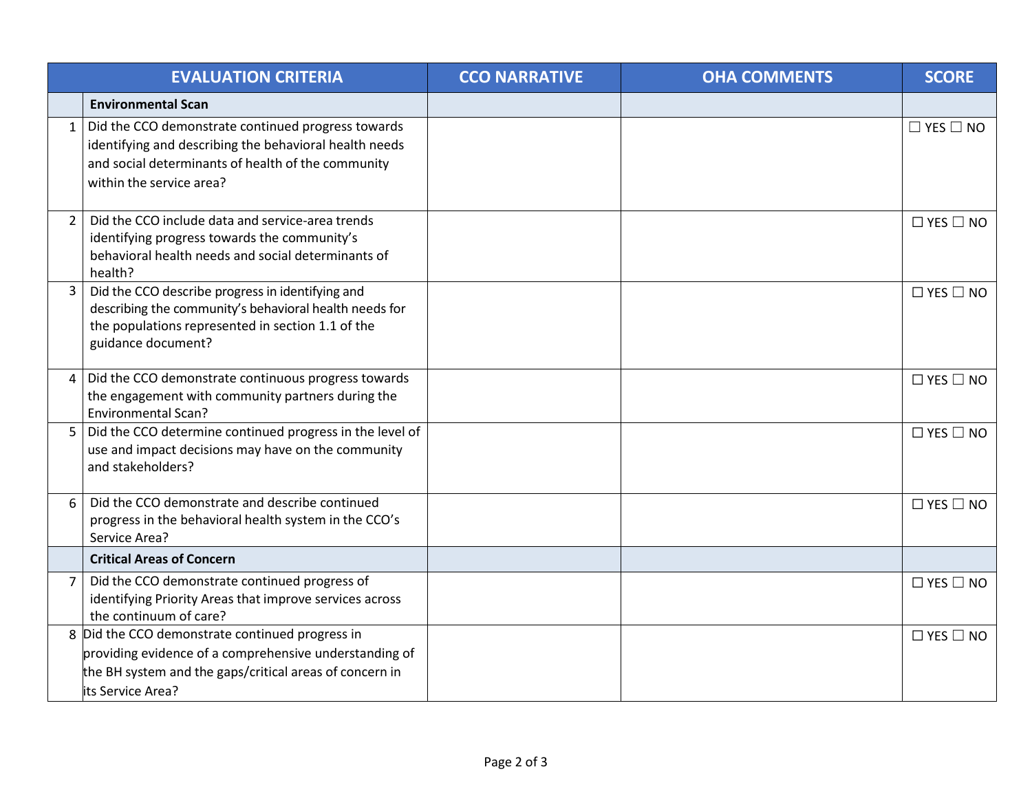| | EVALUATION CRITERIA | CCO NARRATIVE | OHA COMMENTS | SCORE |
|---|---|---|---|---|
| | **Environmental Scan** | | | |
| 1 | Did the CCO demonstrate continued progress towards identifying and describing the behavioral health needs and social determinants of health of the community within the service area? | | | ☐ YES ☐ NO |
| 2 | Did the CCO include data and service-area trends identifying progress towards the community's behavioral health needs and social determinants of health? | | | ☐ YES ☐ NO |
| 3 | Did the CCO describe progress in identifying and describing the community's behavioral health needs for the populations represented in section 1.1 of the guidance document? | | | ☐ YES ☐ NO |
| 4 | Did the CCO demonstrate continuous progress towards the engagement with community partners during the Environmental Scan? | | | ☐ YES ☐ NO |
| 5 | Did the CCO determine continued progress in the level of use and impact decisions may have on the community and stakeholders? | | | ☐ YES ☐ NO |
| 6 | Did the CCO demonstrate and describe continued progress in the behavioral health system in the CCO's Service Area? | | | ☐ YES ☐ NO |
| | **Critical Areas of Concern** | | | |
| 7 | Did the CCO demonstrate continued progress of identifying Priority Areas that improve services across the continuum of care? | | | ☐ YES ☐ NO |
| 8 | Did the CCO demonstrate continued progress in providing evidence of a comprehensive understanding of the BH system and the gaps/critical areas of concern in its Service Area? | | | ☐ YES ☐ NO |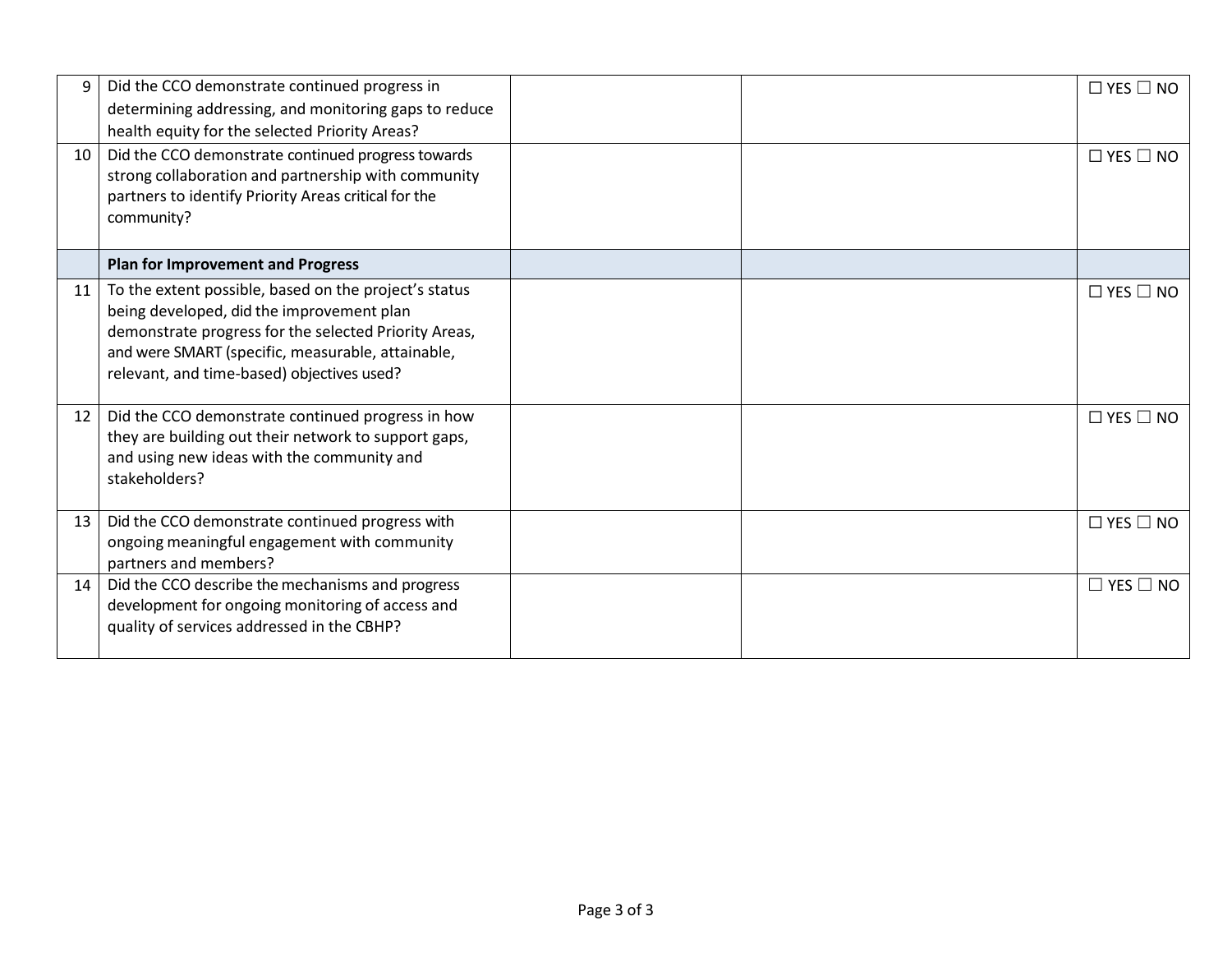| | | | | |
|---|---|---|---|---|
| 9 | Did the CCO demonstrate continued progress in determining addressing, and monitoring gaps to reduce health equity for the selected Priority Areas? | | | ☐ YES ☐ NO |
| 10 | Did the CCO demonstrate continued progress towards strong collaboration and partnership with community partners to identify Priority Areas critical for the community? | | | ☐ YES ☐ NO |
| | **Plan for Improvement and Progress** | | | |
| 11 | To the extent possible, based on the project's status being developed, did the improvement plan demonstrate progress for the selected Priority Areas, and were SMART (specific, measurable, attainable, relevant, and time-based) objectives used? | | | ☐ YES ☐ NO |
| 12 | Did the CCO demonstrate continued progress in how they are building out their network to support gaps, and using new ideas with the community and stakeholders? | | | ☐ YES ☐ NO |
| 13 | Did the CCO demonstrate continued progress with ongoing meaningful engagement with community partners and members? | | | ☐ YES ☐ NO |
| 14 | Did the CCO describe the mechanisms and progress development for ongoing monitoring of access and quality of services addressed in the CBHP? | | | ☐ YES ☐ NO |